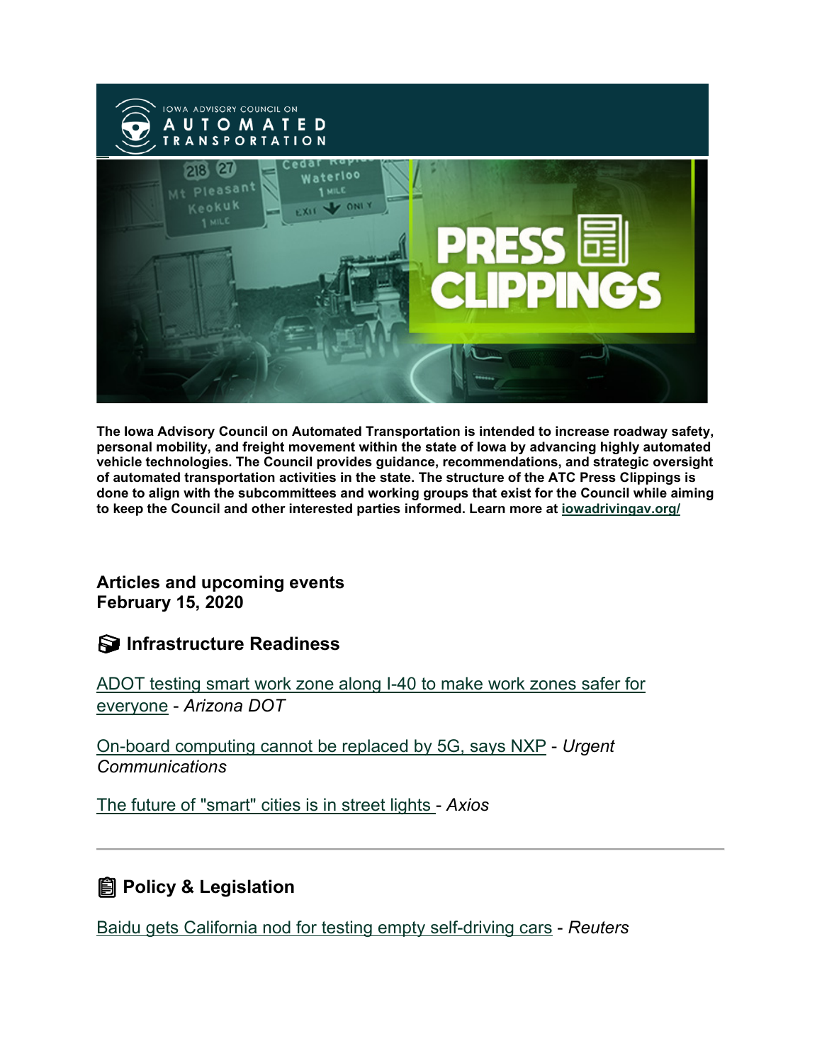**The Iowa Advisory Council on Automated Transportation is intended to increase roadway safety, personal mobility, and freight movement within the state of Iowa by advancing highly automated vehicle technologies. The Council provides guidance, recommendations, and strategic oversight of automated transportation activities in the state. The structure of the ATC Press Clippings is done to align with the subcommittees and working groups that exist for the Council while aiming to keep the Council and other interested parties informed. Learn more at [iowadrivingav.org/](iowadrivingav.org/)**

**Articles and upcoming events**
**February 15, 2020**

## Infrastructure Readiness

[ADOT testing smart work zone along I-40 to make work zones safer for everyone]() - *Arizona DOT*

[On-board computing cannot be replaced by 5G, says NXP]() - *Urgent Communications*

[The future of "smart" cities is in street lights]() - *Axios*

---

## Policy & Legislation

[Baidu gets California nod for testing empty self-driving cars]() - *Reuters*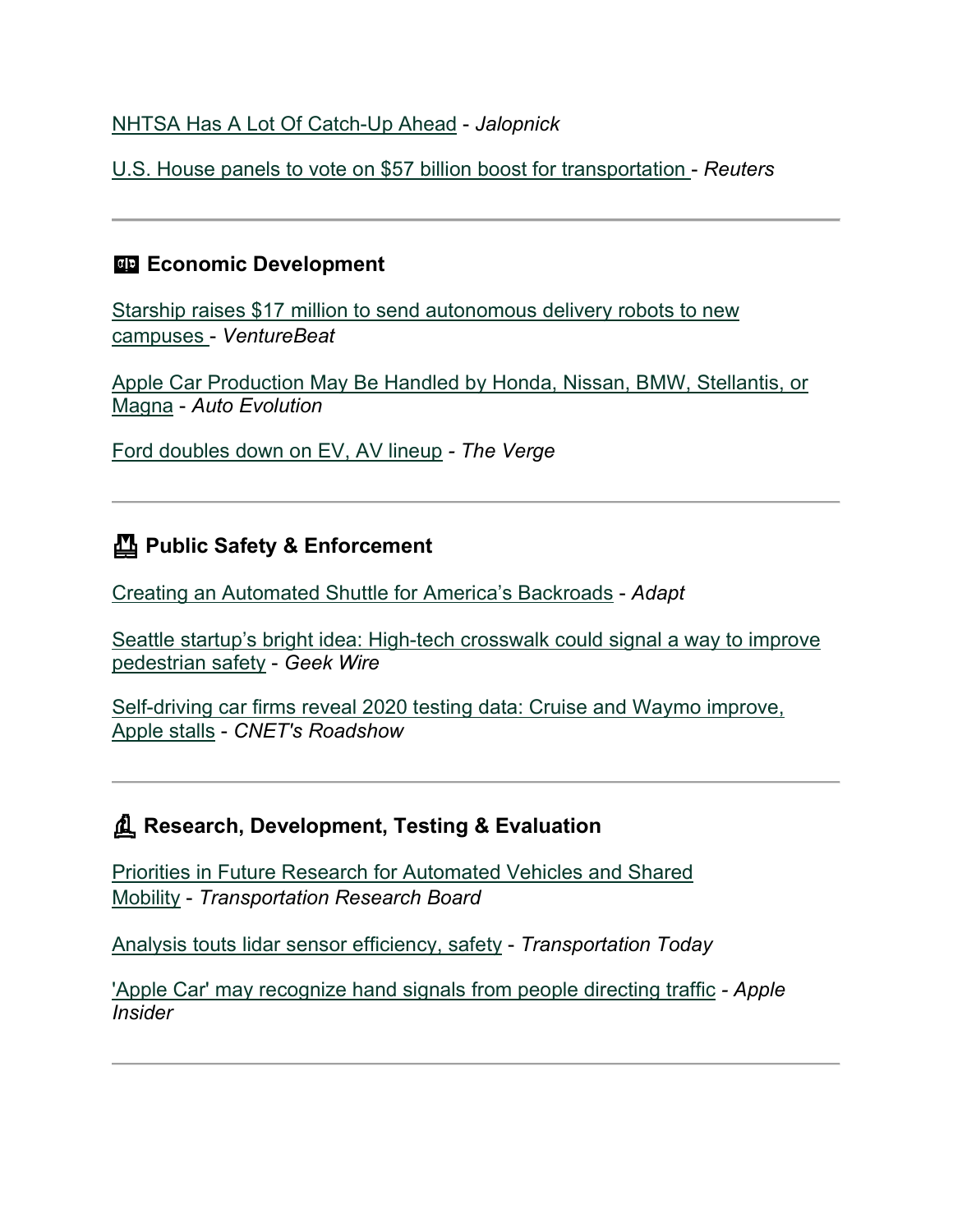NHTSA Has A Lot Of Catch-Up Ahead - *Jalopnick*

U.S. House panels to vote on $57 billion boost for transportation - *Reuters*

---

## Economic Development

Starship raises $17 million to send autonomous delivery robots to new campuses - *VentureBeat*

Apple Car Production May Be Handled by Honda, Nissan, BMW, Stellantis, or Magna - *Auto Evolution*

Ford doubles down on EV, AV lineup - *The Verge*

---

## Public Safety & Enforcement

Creating an Automated Shuttle for America's Backroads - *Adapt*

Seattle startup's bright idea: High-tech crosswalk could signal a way to improve pedestrian safety - *Geek Wire*

Self-driving car firms reveal 2020 testing data: Cruise and Waymo improve, Apple stalls - *CNET's Roadshow*

---

## Research, Development, Testing & Evaluation

Priorities in Future Research for Automated Vehicles and Shared Mobility - *Transportation Research Board*

Analysis touts lidar sensor efficiency, safety - *Transportation Today*

'Apple Car' may recognize hand signals from people directing traffic - *Apple Insider*

---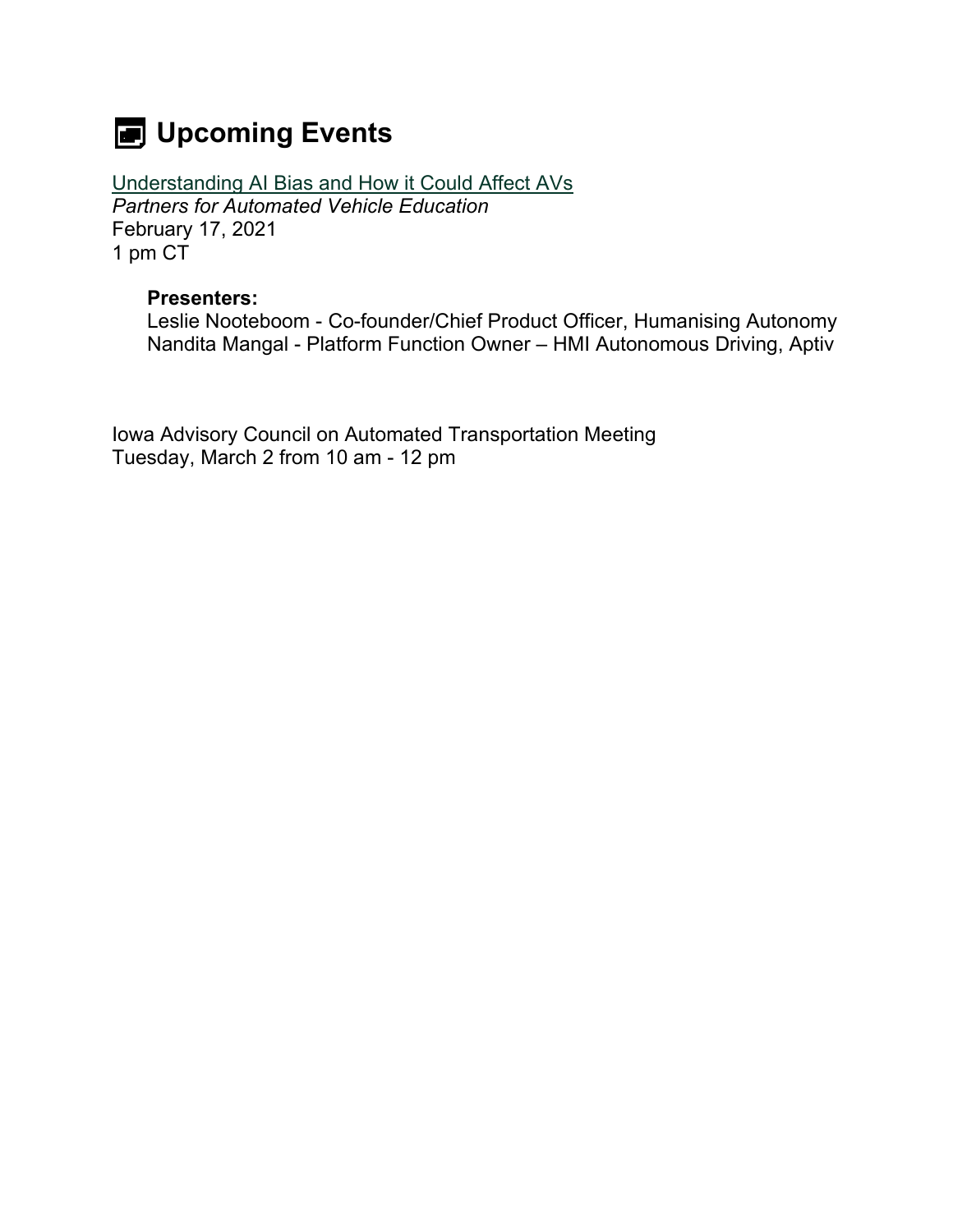# Upcoming Events

Understanding AI Bias and How it Could Affect AVs
*Partners for Automated Vehicle Education*
February 17, 2021
1 pm CT

**Presenters:**
Leslie Nooteboom - Co-founder/Chief Product Officer, Humanising Autonomy
Nandita Mangal - Platform Function Owner – HMI Autonomous Driving, Aptiv

Iowa Advisory Council on Automated Transportation Meeting
Tuesday, March 2 from 10 am - 12 pm